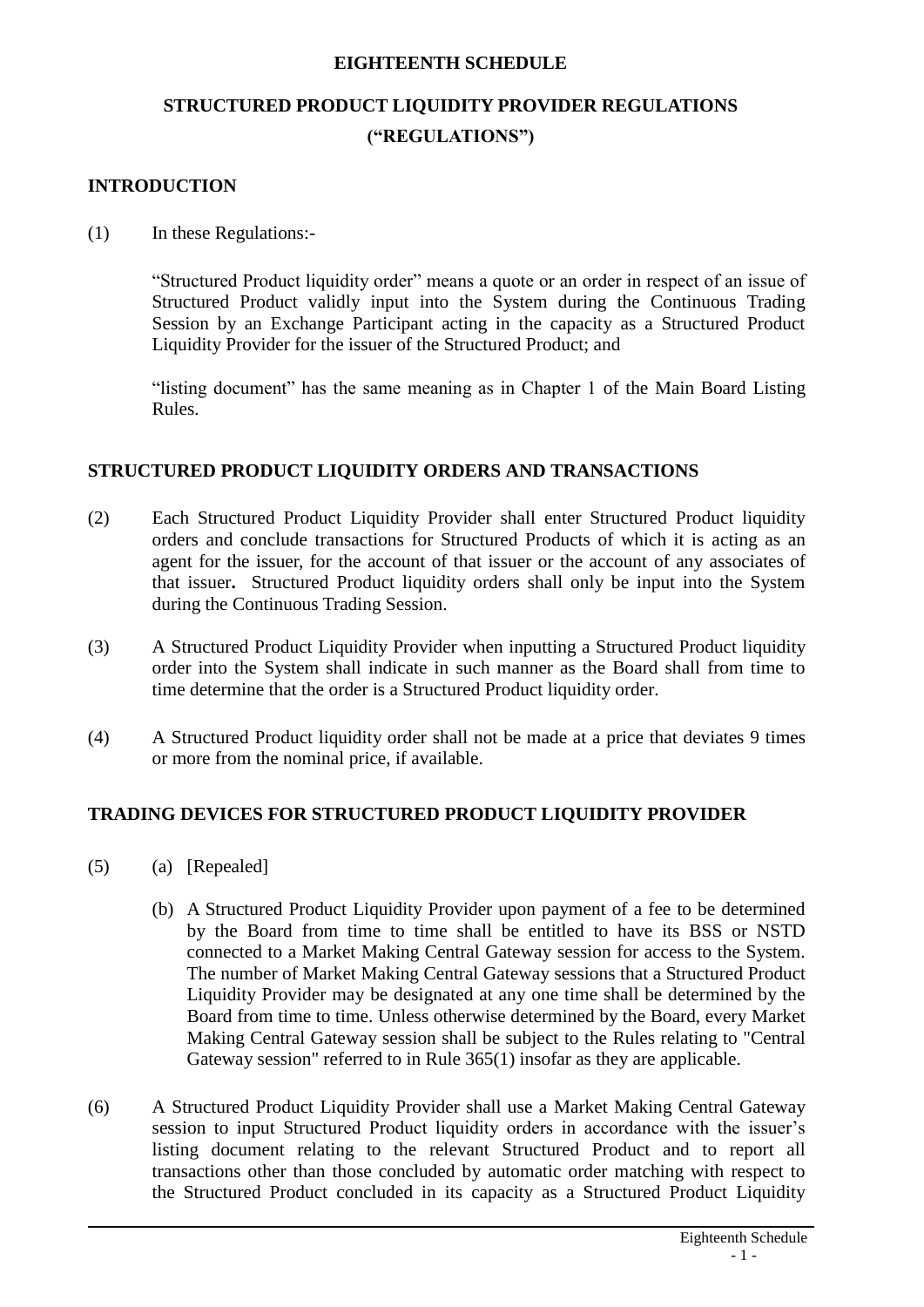# EIGHTEENTH SCHEDULE

## STRUCTURED PRODUCT LIQUIDITY PROVIDER REGULATIONS ("REGULATIONS")

### INTRODUCTION

(1) In these Regulations:-

"Structured Product liquidity order" means a quote or an order in respect of an issue of Structured Product validly input into the System during the Continuous Trading Session by an Exchange Participant acting in the capacity as a Structured Product Liquidity Provider for the issuer of the Structured Product; and

"listing document" has the same meaning as in Chapter 1 of the Main Board Listing Rules.

### STRUCTURED PRODUCT LIQUIDITY ORDERS AND TRANSACTIONS

(2) Each Structured Product Liquidity Provider shall enter Structured Product liquidity orders and conclude transactions for Structured Products of which it is acting as an agent for the issuer, for the account of that issuer or the account of any associates of that issuer**.** Structured Product liquidity orders shall only be input into the System during the Continuous Trading Session.

(3) A Structured Product Liquidity Provider when inputting a Structured Product liquidity order into the System shall indicate in such manner as the Board shall from time to time determine that the order is a Structured Product liquidity order.

(4) A Structured Product liquidity order shall not be made at a price that deviates 9 times or more from the nominal price, if available.

### TRADING DEVICES FOR STRUCTURED PRODUCT LIQUIDITY PROVIDER

(5) (a) [Repealed]

(b) A Structured Product Liquidity Provider upon payment of a fee to be determined by the Board from time to time shall be entitled to have its BSS or NSTD connected to a Market Making Central Gateway session for access to the System. The number of Market Making Central Gateway sessions that a Structured Product Liquidity Provider may be designated at any one time shall be determined by the Board from time to time. Unless otherwise determined by the Board, every Market Making Central Gateway session shall be subject to the Rules relating to "Central Gateway session" referred to in Rule 365(1) insofar as they are applicable.

(6) A Structured Product Liquidity Provider shall use a Market Making Central Gateway session to input Structured Product liquidity orders in accordance with the issuer's listing document relating to the relevant Structured Product and to report all transactions other than those concluded by automatic order matching with respect to the Structured Product concluded in its capacity as a Structured Product Liquidity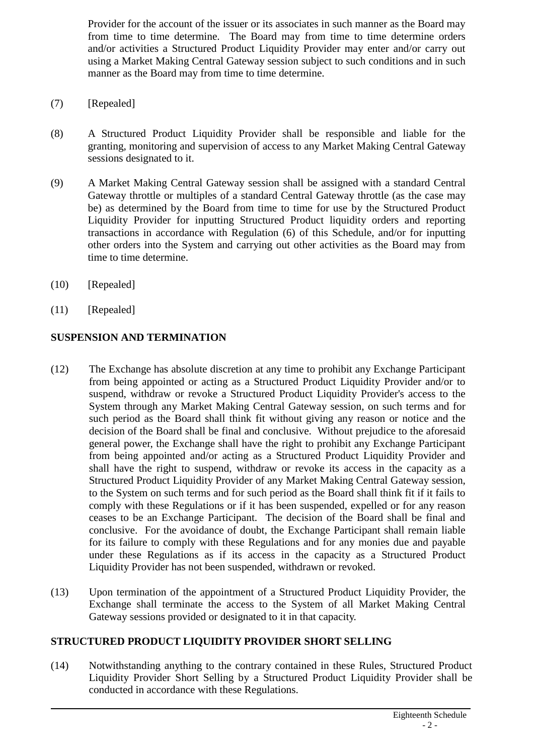Provider for the account of the issuer or its associates in such manner as the Board may from time to time determine. The Board may from time to time determine orders and/or activities a Structured Product Liquidity Provider may enter and/or carry out using a Market Making Central Gateway session subject to such conditions and in such manner as the Board may from time to time determine.

(7) [Repealed]

(8) A Structured Product Liquidity Provider shall be responsible and liable for the granting, monitoring and supervision of access to any Market Making Central Gateway sessions designated to it.

(9) A Market Making Central Gateway session shall be assigned with a standard Central Gateway throttle or multiples of a standard Central Gateway throttle (as the case may be) as determined by the Board from time to time for use by the Structured Product Liquidity Provider for inputting Structured Product liquidity orders and reporting transactions in accordance with Regulation (6) of this Schedule, and/or for inputting other orders into the System and carrying out other activities as the Board may from time to time determine.

(10) [Repealed]

(11) [Repealed]

**SUSPENSION AND TERMINATION**

(12) The Exchange has absolute discretion at any time to prohibit any Exchange Participant from being appointed or acting as a Structured Product Liquidity Provider and/or to suspend, withdraw or revoke a Structured Product Liquidity Provider's access to the System through any Market Making Central Gateway session, on such terms and for such period as the Board shall think fit without giving any reason or notice and the decision of the Board shall be final and conclusive. Without prejudice to the aforesaid general power, the Exchange shall have the right to prohibit any Exchange Participant from being appointed and/or acting as a Structured Product Liquidity Provider and shall have the right to suspend, withdraw or revoke its access in the capacity as a Structured Product Liquidity Provider of any Market Making Central Gateway session, to the System on such terms and for such period as the Board shall think fit if it fails to comply with these Regulations or if it has been suspended, expelled or for any reason ceases to be an Exchange Participant. The decision of the Board shall be final and conclusive. For the avoidance of doubt, the Exchange Participant shall remain liable for its failure to comply with these Regulations and for any monies due and payable under these Regulations as if its access in the capacity as a Structured Product Liquidity Provider has not been suspended, withdrawn or revoked.

(13) Upon termination of the appointment of a Structured Product Liquidity Provider, the Exchange shall terminate the access to the System of all Market Making Central Gateway sessions provided or designated to it in that capacity.

**STRUCTURED PRODUCT LIQUIDITY PROVIDER SHORT SELLING**

(14) Notwithstanding anything to the contrary contained in these Rules, Structured Product Liquidity Provider Short Selling by a Structured Product Liquidity Provider shall be conducted in accordance with these Regulations.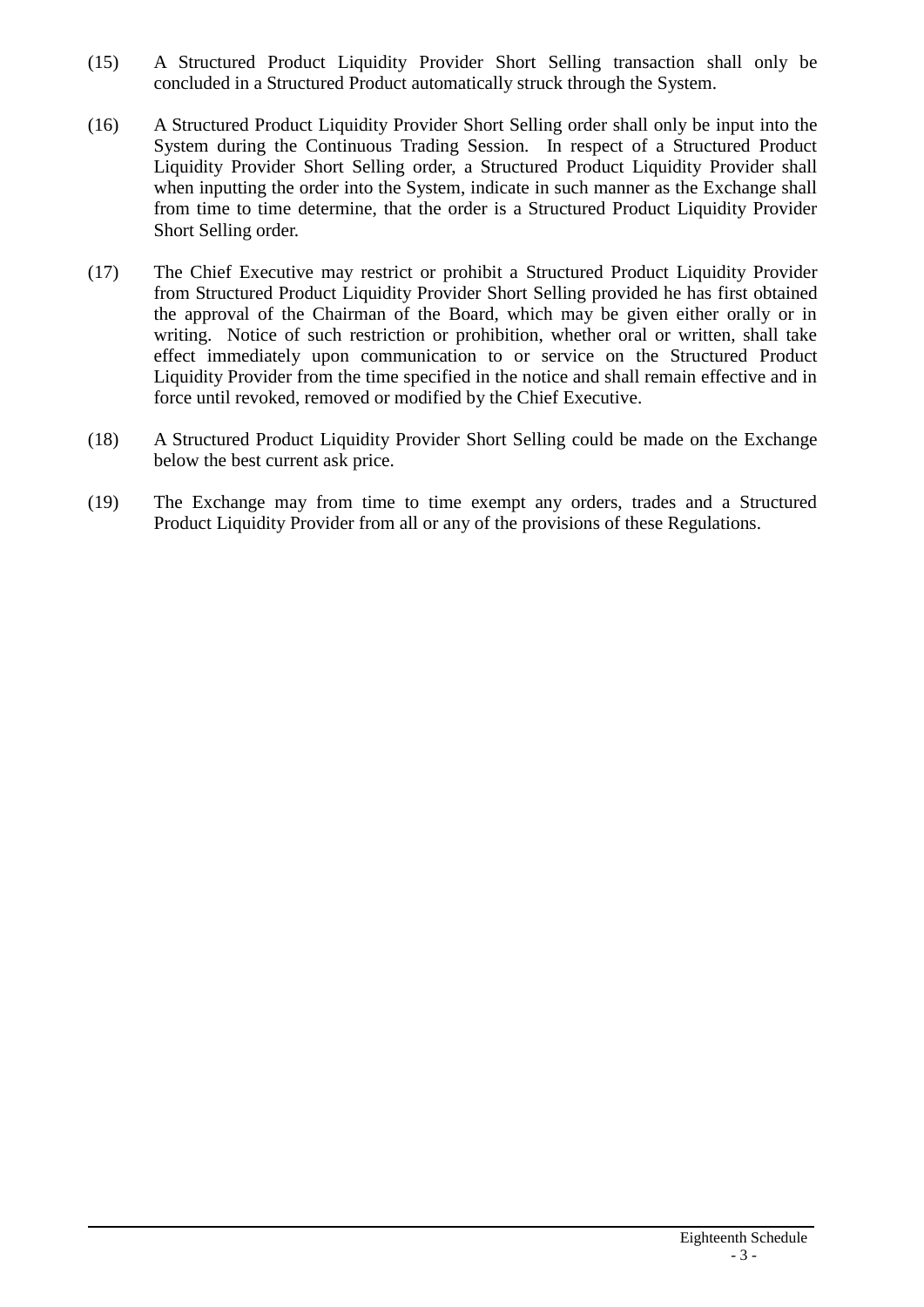(15) A Structured Product Liquidity Provider Short Selling transaction shall only be concluded in a Structured Product automatically struck through the System.

(16) A Structured Product Liquidity Provider Short Selling order shall only be input into the System during the Continuous Trading Session. In respect of a Structured Product Liquidity Provider Short Selling order, a Structured Product Liquidity Provider shall when inputting the order into the System, indicate in such manner as the Exchange shall from time to time determine, that the order is a Structured Product Liquidity Provider Short Selling order.

(17) The Chief Executive may restrict or prohibit a Structured Product Liquidity Provider from Structured Product Liquidity Provider Short Selling provided he has first obtained the approval of the Chairman of the Board, which may be given either orally or in writing. Notice of such restriction or prohibition, whether oral or written, shall take effect immediately upon communication to or service on the Structured Product Liquidity Provider from the time specified in the notice and shall remain effective and in force until revoked, removed or modified by the Chief Executive.

(18) A Structured Product Liquidity Provider Short Selling could be made on the Exchange below the best current ask price.

(19) The Exchange may from time to time exempt any orders, trades and a Structured Product Liquidity Provider from all or any of the provisions of these Regulations.